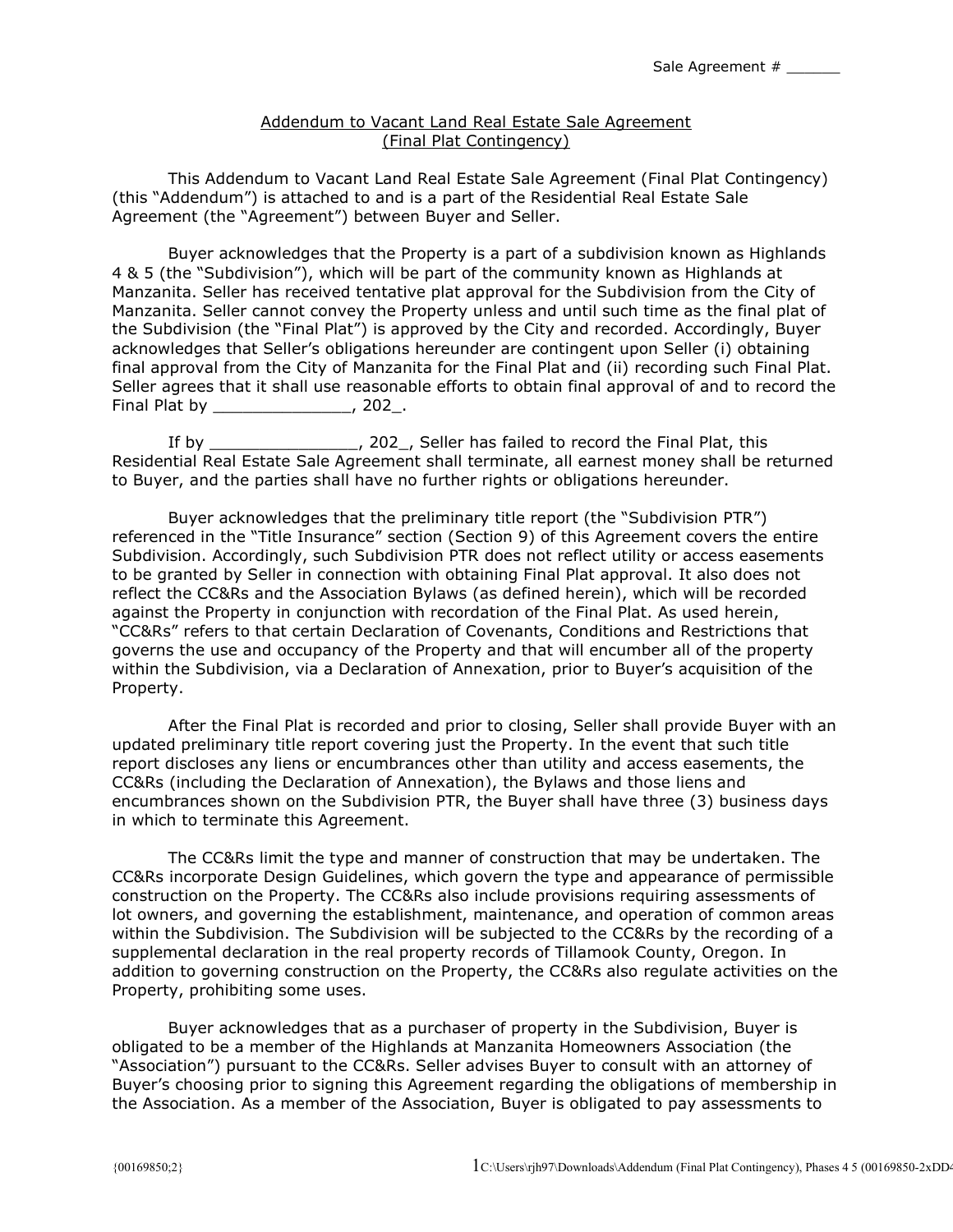Sale Agreement # ______

Addendum to Vacant Land Real Estate Sale Agreement
(Final Plat Contingency)

This Addendum to Vacant Land Real Estate Sale Agreement (Final Plat Contingency) (this "Addendum") is attached to and is a part of the Residential Real Estate Sale Agreement (the "Agreement") between Buyer and Seller.

Buyer acknowledges that the Property is a part of a subdivision known as Highlands 4 & 5 (the "Subdivision"), which will be part of the community known as Highlands at Manzanita. Seller has received tentative plat approval for the Subdivision from the City of Manzanita. Seller cannot convey the Property unless and until such time as the final plat of the Subdivision (the "Final Plat") is approved by the City and recorded. Accordingly, Buyer acknowledges that Seller's obligations hereunder are contingent upon Seller (i) obtaining final approval from the City of Manzanita for the Final Plat and (ii) recording such Final Plat. Seller agrees that it shall use reasonable efforts to obtain final approval of and to record the Final Plat by ______________, 202_.

If by _______________, 202_, Seller has failed to record the Final Plat, this Residential Real Estate Sale Agreement shall terminate, all earnest money shall be returned to Buyer, and the parties shall have no further rights or obligations hereunder.

Buyer acknowledges that the preliminary title report (the "Subdivision PTR") referenced in the "Title Insurance" section (Section 9) of this Agreement covers the entire Subdivision. Accordingly, such Subdivision PTR does not reflect utility or access easements to be granted by Seller in connection with obtaining Final Plat approval. It also does not reflect the CC&Rs and the Association Bylaws (as defined herein), which will be recorded against the Property in conjunction with recordation of the Final Plat. As used herein, "CC&Rs" refers to that certain Declaration of Covenants, Conditions and Restrictions that governs the use and occupancy of the Property and that will encumber all of the property within the Subdivision, via a Declaration of Annexation, prior to Buyer's acquisition of the Property.

After the Final Plat is recorded and prior to closing, Seller shall provide Buyer with an updated preliminary title report covering just the Property. In the event that such title report discloses any liens or encumbrances other than utility and access easements, the CC&Rs (including the Declaration of Annexation), the Bylaws and those liens and encumbrances shown on the Subdivision PTR, the Buyer shall have three (3) business days in which to terminate this Agreement.

The CC&Rs limit the type and manner of construction that may be undertaken. The CC&Rs incorporate Design Guidelines, which govern the type and appearance of permissible construction on the Property. The CC&Rs also include provisions requiring assessments of lot owners, and governing the establishment, maintenance, and operation of common areas within the Subdivision. The Subdivision will be subjected to the CC&Rs by the recording of a supplemental declaration in the real property records of Tillamook County, Oregon. In addition to governing construction on the Property, the CC&Rs also regulate activities on the Property, prohibiting some uses.

Buyer acknowledges that as a purchaser of property in the Subdivision, Buyer is obligated to be a member of the Highlands at Manzanita Homeowners Association (the "Association") pursuant to the CC&Rs. Seller advises Buyer to consult with an attorney of Buyer's choosing prior to signing this Agreement regarding the obligations of membership in the Association. As a member of the Association, Buyer is obligated to pay assessments to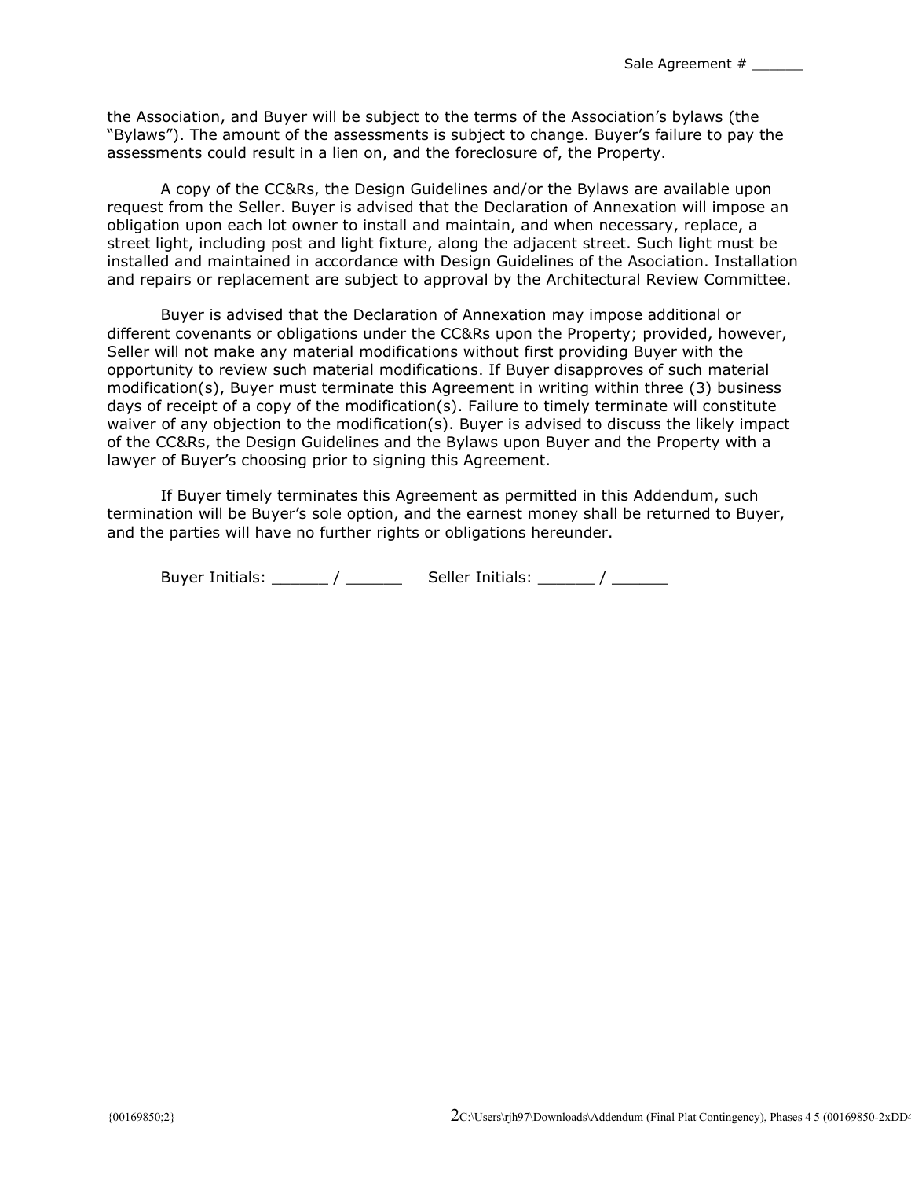the Association, and Buyer will be subject to the terms of the Association's bylaws (the "Bylaws"). The amount of the assessments is subject to change. Buyer's failure to pay the assessments could result in a lien on, and the foreclosure of, the Property.

A copy of the CC&Rs, the Design Guidelines and/or the Bylaws are available upon request from the Seller. Buyer is advised that the Declaration of Annexation will impose an obligation upon each lot owner to install and maintain, and when necessary, replace, a street light, including post and light fixture, along the adjacent street. Such light must be installed and maintained in accordance with Design Guidelines of the Asociation. Installation and repairs or replacement are subject to approval by the Architectural Review Committee.

Buyer is advised that the Declaration of Annexation may impose additional or different covenants or obligations under the CC&Rs upon the Property; provided, however, Seller will not make any material modifications without first providing Buyer with the opportunity to review such material modifications. If Buyer disapproves of such material modification(s), Buyer must terminate this Agreement in writing within three (3) business days of receipt of a copy of the modification(s). Failure to timely terminate will constitute waiver of any objection to the modification(s). Buyer is advised to discuss the likely impact of the CC&Rs, the Design Guidelines and the Bylaws upon Buyer and the Property with a lawyer of Buyer's choosing prior to signing this Agreement.

If Buyer timely terminates this Agreement as permitted in this Addendum, such termination will be Buyer's sole option, and the earnest money shall be returned to Buyer, and the parties will have no further rights or obligations hereunder.

Buyer Initials: ______ / ______     Seller Initials: ______ / ______